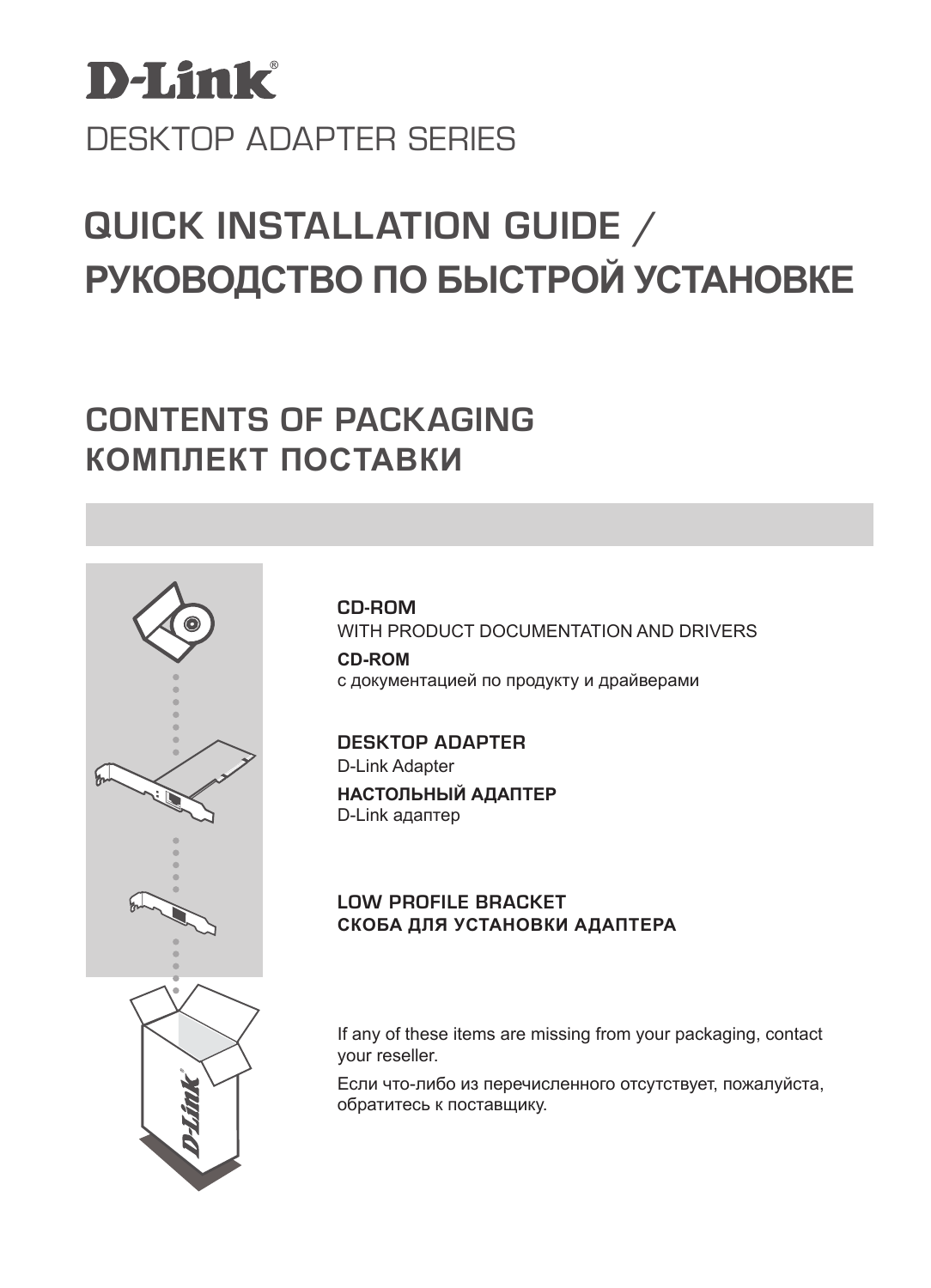# D-Link

DESKTOP ADAPTER SERIES

# QUICK INSTALLATION GUIDE / РУКОВОДСТВО ПО БЫСТРОЙ УСТАНОВКЕ

## CONTENTS OF PACKAGING
## КОМПЛЕКТ ПОСТАВКИ

**CD-ROM**
WITH PRODUCT DOCUMENTATION AND DRIVERS

**CD-ROM**
с документацией по продукту и драйверами

**DESKTOP ADAPTER**
D-Link Adapter

**НАСТОЛЬНЫЙ АДАПТЕР**
D-Link адаптер

**LOW PROFILE BRACKET**
**СКОБА ДЛЯ УСТАНОВКИ АДАПТЕРА**

If any of these items are missing from your packaging, contact your reseller.

Если что-либо из перечисленного отсутствует, пожалуйста, обратитесь к поставщику.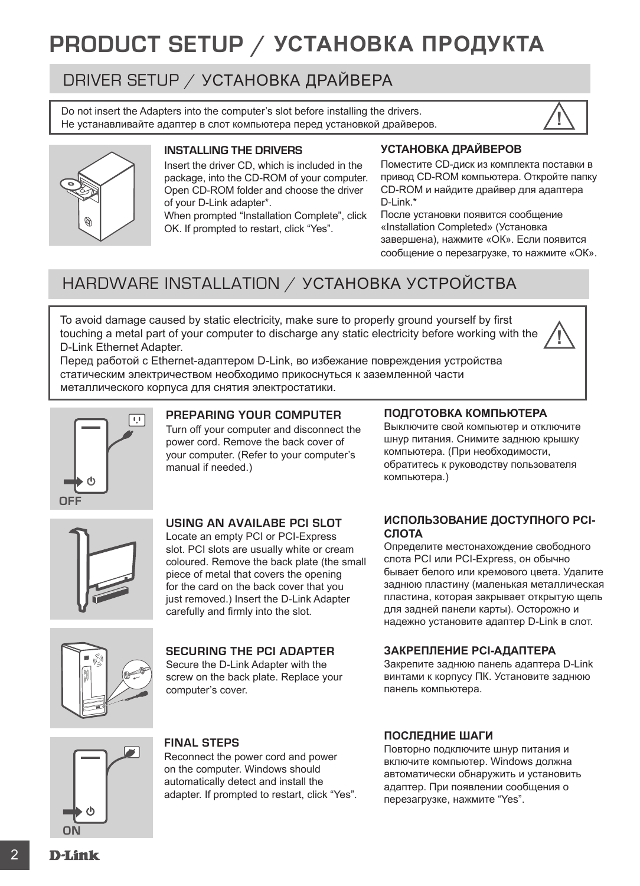# PRODUCT SETUP / УСТАНОВКА ПРОДУКТА

## DRIVER SETUP / УСТАНОВКА ДРАЙВЕРА

Do not insert the Adapters into the computer's slot before installing the drivers.
Не устанавливайте адаптер в слот компьютера перед установкой драйверов.

### INSTALLING THE DRIVERS

Insert the driver CD, which is included in the package, into the CD-ROM of your computer. Open CD-ROM folder and choose the driver of your D-Link adapter*.
When prompted "Installation Complete", click OK. If prompted to restart, click "Yes".

### УСТАНОВКА ДРАЙВЕРОВ

Поместите CD-диск из комплекта поставки в привод CD-ROM компьютера. Откройте папку CD-ROM и найдите драйвер для адаптера D-Link.*
После установки появится сообщение «Installation Completed» (Установка завершена), нажмите «OK». Если появится сообщение о перезагрузке, то нажмите «OK».

## HARDWARE INSTALLATION / УСТАНОВКА УСТРОЙСТВА

To avoid damage caused by static electricity, make sure to properly ground yourself by first touching a metal part of your computer to discharge any static electricity before working with the D-Link Ethernet Adapter.
Перед работой с Ethernet-адаптером D-Link, во избежание повреждения устройства статическим электричеством необходимо прикоснуться к заземленной части металлического корпуса для снятия электростатики.

OFF

### PREPARING YOUR COMPUTER

Turn off your computer and disconnect the power cord. Remove the back cover of your computer. (Refer to your computer's manual if needed.)

### ПОДГОТОВКА КОМПЬЮТЕРА

Выключите свой компьютер и отключите шнур питания. Снимите заднюю крышку компьютера. (При необходимости, обратитесь к руководству пользователя компьютера.)

### USING AN AVAILABE PCI SLOT

Locate an empty PCI or PCI-Express slot. PCI slots are usually white or cream coloured. Remove the back plate (the small piece of metal that covers the opening for the card on the back cover that you just removed.) Insert the D-Link Adapter carefully and firmly into the slot.

### ИСПОЛЬЗОВАНИЕ ДОСТУПНОГО PCI-СЛОТА

Определите местонахождение свободного слота PCI или PCI-Express, он обычно бывает белого или кремового цвета. Удалите заднюю пластину (маленькая металлическая пластина, которая закрывает открытую щель для задней панели карты). Осторожно и надежно установите адаптер D-Link в слот.

### SECURING THE PCI ADAPTER

Secure the D-Link Adapter with the screw on the back plate. Replace your computer's cover.

### ЗАКРЕПЛЕНИЕ PCI-АДАПТЕРА

Закрепите заднюю панель адаптера D-Link винтами к корпусу ПК. Установите заднюю панель компьютера.

ON

### FINAL STEPS

Reconnect the power cord and power on the computer. Windows should automatically detect and install the adapter. If prompted to restart, click "Yes".

### ПОСЛЕДНИЕ ШАГИ

Повторно подключите шнур питания и включите компьютер. Windows должна автоматически обнаружить и установить адаптер. При появлении сообщения о перезагрузке, нажмите "Yes".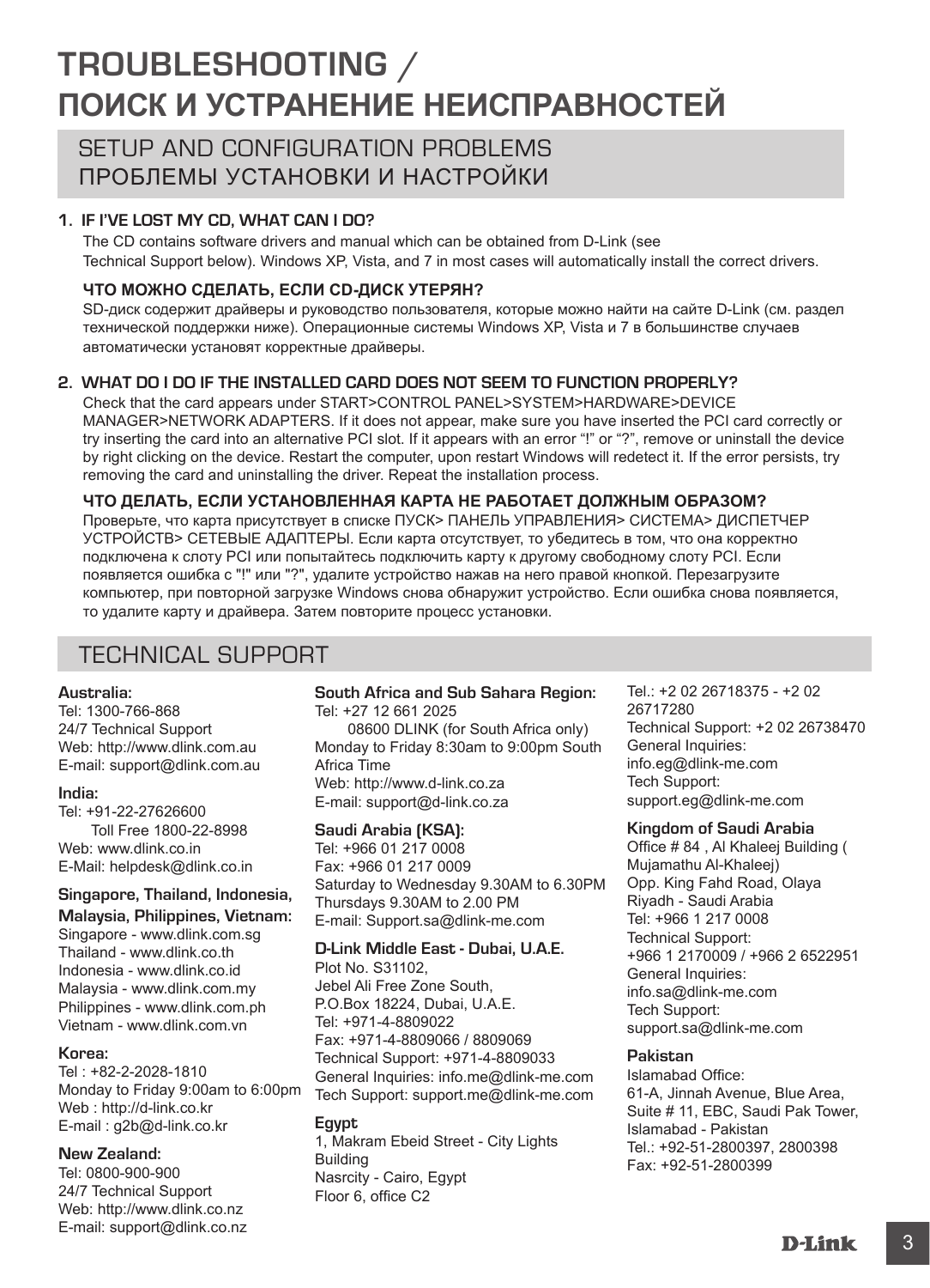# TROUBLESHOOTING / ПОИСК И УСТРАНЕНИЕ НЕИСПРАВНОСТЕЙ

## SETUP AND CONFIGURATION PROBLEMS
## ПРОБЛЕМЫ УСТАНОВКИ И НАСТРОЙКИ

**1. IF I'VE LOST MY CD, WHAT CAN I DO?**

The CD contains software drivers and manual which can be obtained from D-Link (see Technical Support below). Windows XP, Vista, and 7 in most cases will automatically install the correct drivers.

**ЧТО МОЖНО СДЕЛАТЬ, ЕСЛИ CD-ДИСК УТЕРЯН?**

SD-диск содержит драйверы и руководство пользователя, которые можно найти на сайте D-Link (см. раздел технической поддержки ниже). Операционные системы Windows XP, Vista и 7 в большинстве случаев автоматически установят корректные драйверы.

**2. WHAT DO I DO IF THE INSTALLED CARD DOES NOT SEEM TO FUNCTION PROPERLY?**

Check that the card appears under START>CONTROL PANEL>SYSTEM>HARDWARE>DEVICE MANAGER>NETWORK ADAPTERS. If it does not appear, make sure you have inserted the PCI card correctly or try inserting the card into an alternative PCI slot. If it appears with an error "!" or "?", remove or uninstall the device by right clicking on the device. Restart the computer, upon restart Windows will redetect it. If the error persists, try removing the card and uninstalling the driver. Repeat the installation process.

**ЧТО ДЕЛАТЬ, ЕСЛИ УСТАНОВЛЕННАЯ КАРТА НЕ РАБОТАЕТ ДОЛЖНЫМ ОБРАЗОМ?**

Проверьте, что карта присутствует в списке ПУСК> ПАНЕЛЬ УПРАВЛЕНИЯ> СИСТЕМА> ДИСПЕТЧЕР УСТРОЙСТВ> СЕТЕВЫЕ АДАПТЕРЫ. Если карта отсутствует, то убедитесь в том, что она корректно подключена к слоту PCI или попытайтесь подключить карту к другому свободному слоту PCI. Если появляется ошибка с "!" или "?", удалите устройство нажав на него правой кнопкой. Перезагрузите компьютер, при повторной загрузке Windows снова обнаружит устройство. Если ошибка снова появляется, то удалите карту и драйвера. Затем повторите процесс установки.

## TECHNICAL SUPPORT

**Australia:**
Tel: 1300-766-868
24/7 Technical Support
Web: http://www.dlink.com.au
E-mail: support@dlink.com.au

**India:**
Tel: +91-22-27626600
Toll Free 1800-22-8998
Web: www.dlink.co.in
E-Mail: helpdesk@dlink.co.in

**Singapore, Thailand, Indonesia, Malaysia, Philippines, Vietnam:**
Singapore - www.dlink.com.sg
Thailand - www.dlink.co.th
Indonesia - www.dlink.co.id
Malaysia - www.dlink.com.my
Philippines - www.dlink.com.ph
Vietnam - www.dlink.com.vn

**Korea:**
Tel : +82-2-2028-1810
Monday to Friday 9:00am to 6:00pm
Web : http://d-link.co.kr
E-mail : g2b@d-link.co.kr

**New Zealand:**
Tel: 0800-900-900
24/7 Technical Support
Web: http://www.dlink.co.nz
E-mail: support@dlink.co.nz

**South Africa and Sub Sahara Region:**
Tel: +27 12 661 2025
08600 DLINK (for South Africa only)
Monday to Friday 8:30am to 9:00pm South Africa Time
Web: http://www.d-link.co.za
E-mail: support@d-link.co.za

**Saudi Arabia (KSA):**
Tel: +966 01 217 0008
Fax: +966 01 217 0009
Saturday to Wednesday 9.30AM to 6.30PM
Thursdays 9.30AM to 2.00 PM
E-mail: Support.sa@dlink-me.com

**D-Link Middle East - Dubai, U.A.E.**
Plot No. S31102,
Jebel Ali Free Zone South,
P.O.Box 18224, Dubai, U.A.E.
Tel: +971-4-8809022
Fax: +971-4-8809066 / 8809069
Technical Support: +971-4-8809033
General Inquiries: info.me@dlink-me.com
Tech Support: support.me@dlink-me.com

**Egypt**
1, Makram Ebeid Street - City Lights Building
Nasrcity - Cairo, Egypt
Floor 6, office C2
Tel.: +2 02 26718375 - +2 02 26717280
Technical Support: +2 02 26738470
General Inquiries: info.eg@dlink-me.com
Tech Support: support.eg@dlink-me.com

**Kingdom of Saudi Arabia**
Office # 84 , Al Khaleej Building ( Mujamathu Al-Khaleej)
Opp. King Fahd Road, Olaya
Riyadh - Saudi Arabia
Tel: +966 1 217 0008
Technical Support: +966 1 2170009 / +966 2 6522951
General Inquiries: info.sa@dlink-me.com
Tech Support: support.sa@dlink-me.com

**Pakistan**
Islamabad Office:
61-A, Jinnah Avenue, Blue Area, Suite # 11, EBC, Saudi Pak Tower,
Islamabad - Pakistan
Tel.: +92-51-2800397, 2800398
Fax: +92-51-2800399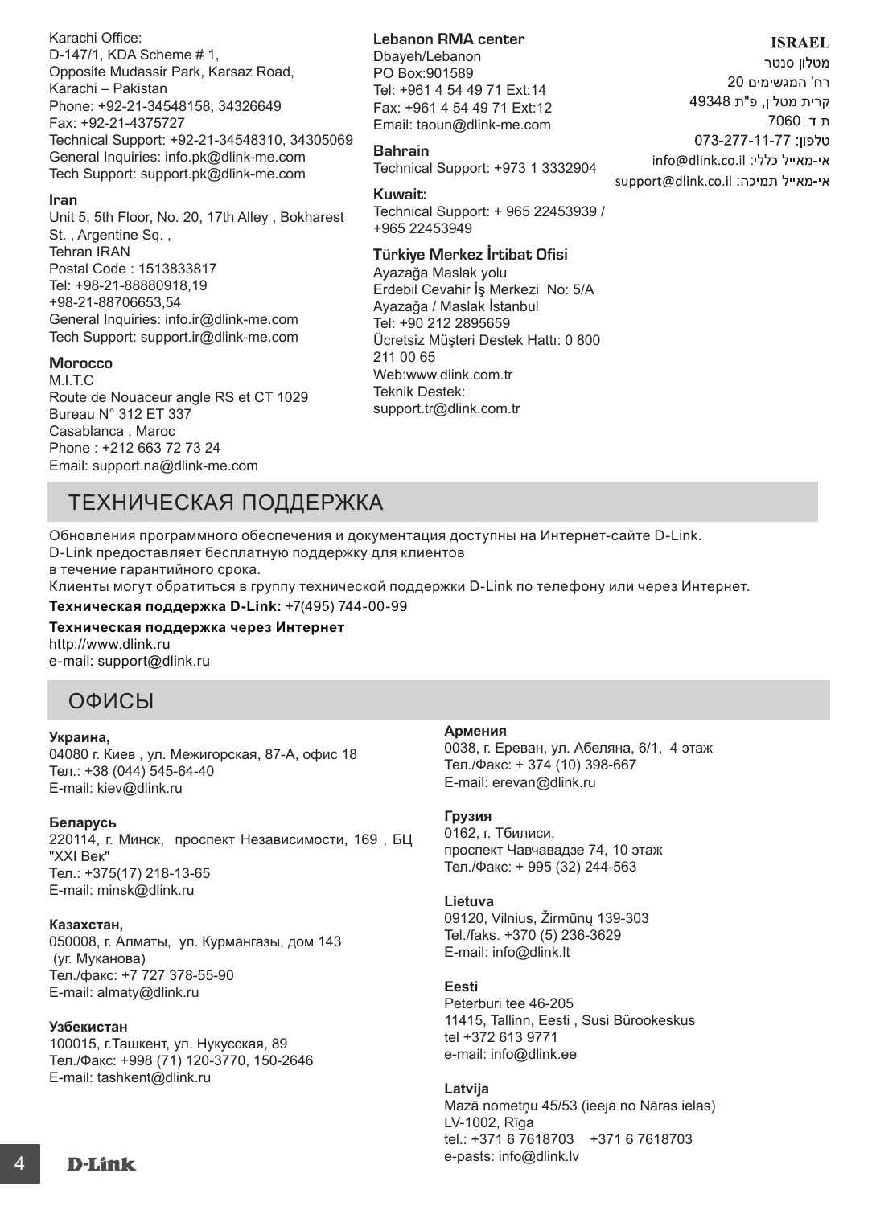Karachi Office:
D-147/1, KDA Scheme # 1,
Opposite Mudassir Park, Karsaz Road,
Karachi – Pakistan
Phone: +92-21-34548158, 34326649
Fax: +92-21-4375727
Technical Support: +92-21-34548310, 34305069
General Inquiries: info.pk@dlink-me.com
Tech Support: support.pk@dlink-me.com

**Iran**
Unit 5, 5th Floor, No. 20, 17th Alley , Bokharest St. , Argentine Sq. ,
Tehran IRAN
Postal Code : 1513833817
Tel: +98-21-88880918,19
+98-21-88706653,54
General Inquiries: info.ir@dlink-me.com
Tech Support: support.ir@dlink-me.com

**Morocco**
M.I.T.C
Route de Nouaceur angle RS et CT 1029
Bureau N° 312 ET 337
Casablanca , Maroc
Phone : +212 663 72 73 24
Email: support.na@dlink-me.com

**Lebanon RMA center**
Dbayeh/Lebanon
PO Box:901589
Tel: +961 4 54 49 71 Ext:14
Fax: +961 4 54 49 71 Ext:12
Email: taoun@dlink-me.com

**Bahrain**
Technical Support: +973 1 3332904

**Kuwait:**
Technical Support: + 965 22453939 / +965 22453949

**Türkiye Merkez İrtibat Ofisi**
Ayazağa Maslak yolu
Erdebil Cevahir İş Merkezi No: 5/A
Ayazağa / Maslak İstanbul
Tel: +90 212 2895659
Ücretsiz Müşteri Destek Hattı: 0 800 211 00 65
Web:www.dlink.com.tr
Teknik Destek:
support.tr@dlink.com.tr

**ISRAEL**
מטלון סנטר
רח' המגשימים 20
קרית מטלון, פ"ת 49348
ת.ד. 7060
טלפון: 073-277-11-77
אי-מאייל כללי: info@dlink.co.il
אי-מאייל תמיכה: support@dlink.co.il

## ТЕХНИЧЕСКАЯ ПОДДЕРЖКА

Обновления программного обеспечения и документация доступны на Интернет-сайте D-Link.
D-Link предоставляет бесплатную поддержку для клиентов
в течение гарантийного срока.
Клиенты могут обратиться в группу технической поддержки D-Link по телефону или через Интернет.

**Техническая поддержка D-Link:** +7(495) 744-00-99

**Техническая поддержка через Интернет**
http://www.dlink.ru
e-mail: support@dlink.ru

## ОФИСЫ

**Украина,**
04080 г. Киев , ул. Межигорская, 87-А, офис 18
Тел.: +38 (044) 545-64-40
E-mail: kiev@dlink.ru

**Беларусь**
220114, г. Минск, проспект Независимости, 169 , БЦ "XXI Век"
Тел.: +375(17) 218-13-65
E-mail: minsk@dlink.ru

**Казахстан,**
050008, г. Алматы, ул. Курмангазы, дом 143
(уг. Муканова)
Тел./факс: +7 727 378-55-90
E-mail: almaty@dlink.ru

**Узбекистан**
100015, г.Ташкент, ул. Нукусская, 89
Тел./Факс: +998 (71) 120-3770, 150-2646
E-mail: tashkent@dlink.ru

**Армения**
0038, г. Ереван, ул. Абеляна, 6/1, 4 этаж
Тел./Факс: + 374 (10) 398-667
E-mail: erevan@dlink.ru

**Грузия**
0162, г. Тбилиси,
проспект Чавчавадзе 74, 10 этаж
Тел./Факс: + 995 (32) 244-563

**Lietuva**
09120, Vilnius, Žirmūnų 139-303
Tel./faks. +370 (5) 236-3629
E-mail: info@dlink.lt

**Eesti**
Peterburi tee 46-205
11415, Tallinn, Eesti , Susi Bürookeskus
tel +372 613 9771
e-mail: info@dlink.ee

**Latvija**
Mazā nometņu 45/53 (ieeja no Nāras ielas)
LV-1002, Rīga
tel.: +371 6 7618703 +371 6 7618703
e-pasts: info@dlink.lv